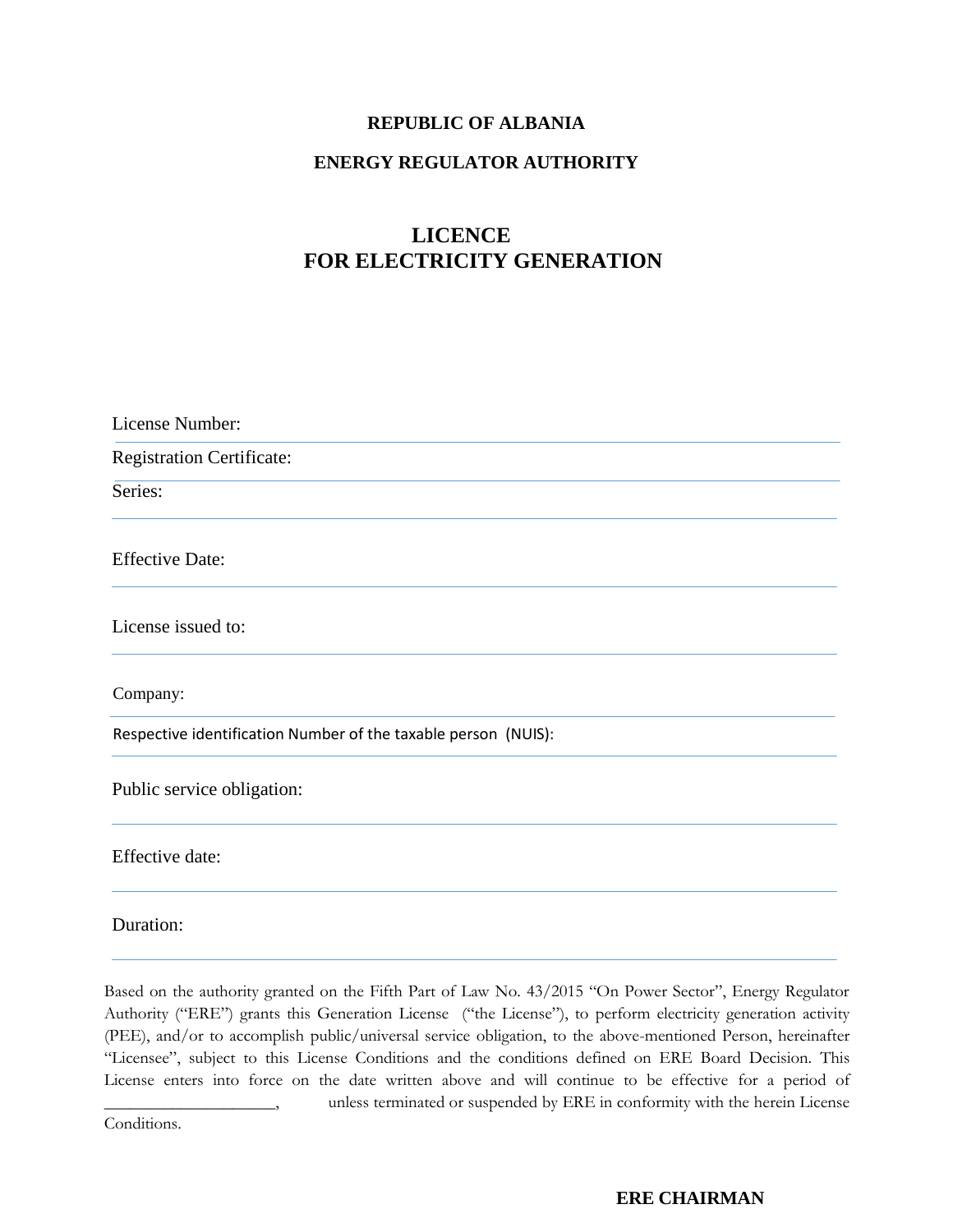**REPUBLIC OF ALBANIA**

**ENERGY REGULATOR AUTHORITY**

# LICENCE
# FOR ELECTRICITY GENERATION

License Number:

Registration Certificate:

Series:

Effective Date:

License issued to:

Company:

Respective identification Number of the taxable person (NUIS):

Public service obligation:

Effective date:

Duration:

Based on the authority granted on the Fifth Part of Law No. 43/2015 "On Power Sector", Energy Regulator Authority ("ERE") grants this Generation License ("the License"), to perform electricity generation activity (PEE), and/or to accomplish public/universal service obligation, to the above-mentioned Person, hereinafter "Licensee", subject to this License Conditions and the conditions defined on ERE Board Decision. This License enters into force on the date written above and will continue to be effective for a period of ____________________, unless terminated or suspended by ERE in conformity with the herein License Conditions.

**ERE CHAIRMAN**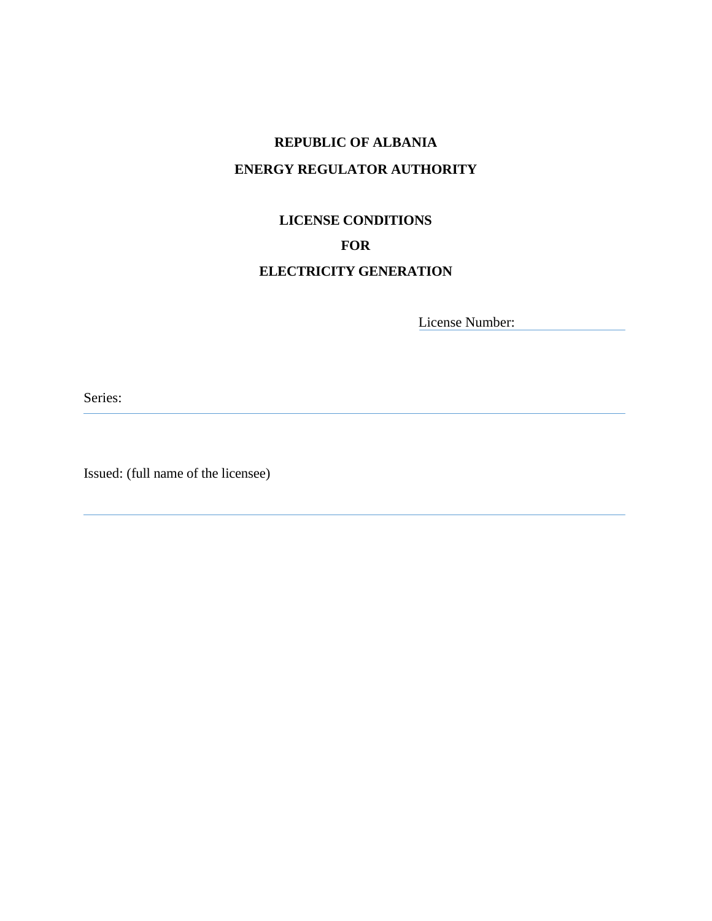**REPUBLIC OF ALBANIA**

**ENERGY REGULATOR AUTHORITY**

**LICENSE CONDITIONS**

**FOR**

**ELECTRICITY GENERATION**

License Number: ____________________

Series: ________________________________________________________________

Issued: (full name of the licensee)

________________________________________________________________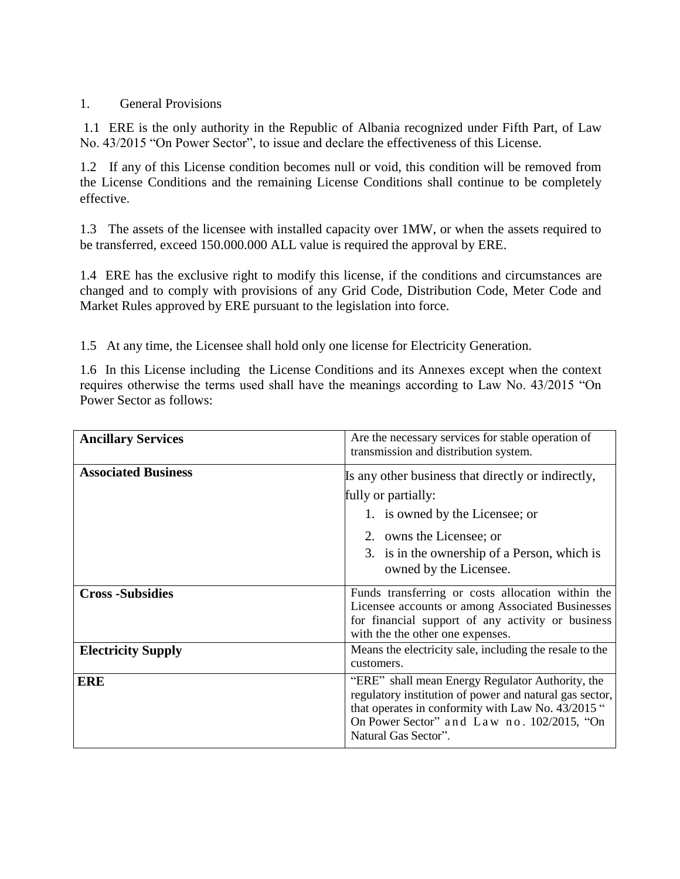1. General Provisions

1.1 ERE is the only authority in the Republic of Albania recognized under Fifth Part, of Law No. 43/2015 "On Power Sector", to issue and declare the effectiveness of this License.

1.2 If any of this License condition becomes null or void, this condition will be removed from the License Conditions and the remaining License Conditions shall continue to be completely effective.

1.3 The assets of the licensee with installed capacity over 1MW, or when the assets required to be transferred, exceed 150.000.000 ALL value is required the approval by ERE.

1.4 ERE has the exclusive right to modify this license, if the conditions and circumstances are changed and to comply with provisions of any Grid Code, Distribution Code, Meter Code and Market Rules approved by ERE pursuant to the legislation into force.

1.5 At any time, the Licensee shall hold only one license for Electricity Generation.

1.6 In this License including the License Conditions and its Annexes except when the context requires otherwise the terms used shall have the meanings according to Law No. 43/2015 "On Power Sector as follows:

| | |
|---|---|
| **Ancillary Services** | Are the necessary services for stable operation of transmission and distribution system. |
| **Associated Business** | Is any other business that directly or indirectly, fully or partially:<br>1. is owned by the Licensee; or<br>2. owns the Licensee; or<br>3. is in the ownership of a Person, which is owned by the Licensee. |
| **Cross -Subsidies** | Funds transferring or costs allocation within the Licensee accounts or among Associated Businesses for financial support of any activity or business with the the other one expenses. |
| **Electricity Supply** | Means the electricity sale, including the resale to the customers. |
| **ERE** | "ERE" shall mean Energy Regulator Authority, the regulatory institution of power and natural gas sector, that operates in conformity with Law No. 43/2015 " On Power Sector" and Law no. 102/2015, "On Natural Gas Sector". |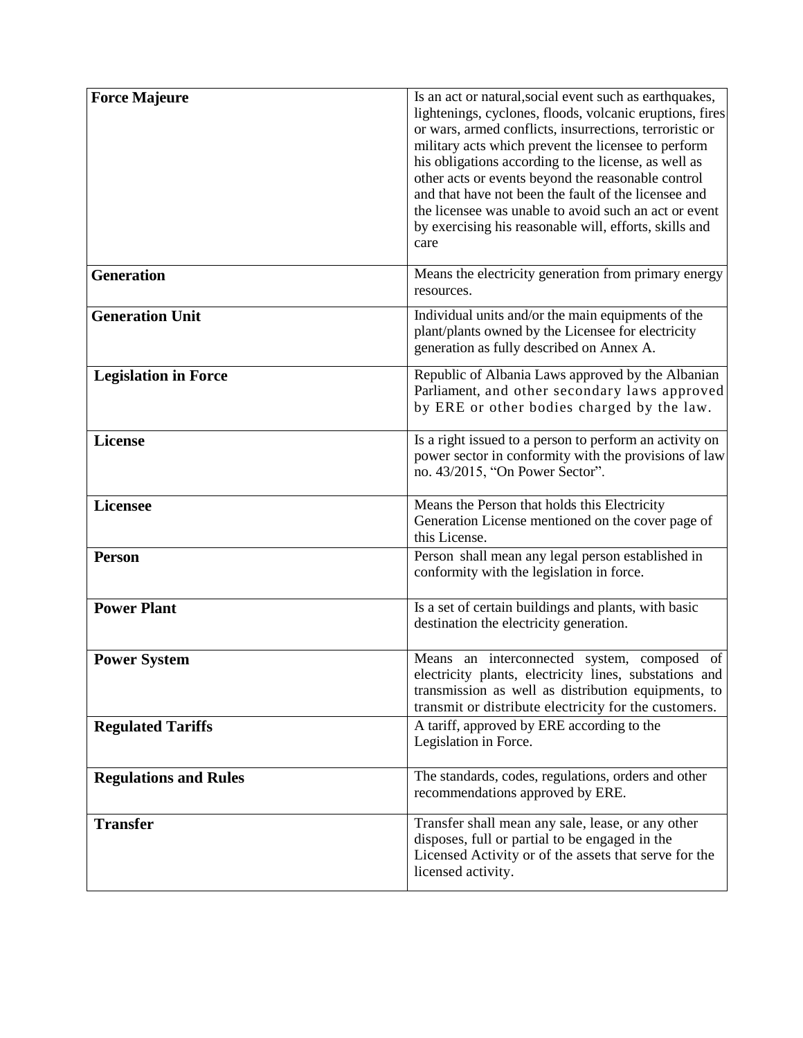| **Force Majeure** | Is an act or natural,social event such as earthquakes, lightenings, cyclones, floods, volcanic eruptions, fires or wars, armed conflicts, insurrections, terroristic or military acts which prevent the licensee to perform his obligations according to the license, as well as other acts or events beyond the reasonable control and that have not been the fault of the licensee and the licensee was unable to avoid such an act or event by exercising his reasonable will, efforts, skills and care |
|---|---|
| **Generation** | Means the electricity generation from primary energy resources. |
| **Generation Unit** | Individual units and/or the main equipments of the plant/plants owned by the Licensee for electricity generation as fully described on Annex A. |
| **Legislation in Force** | Republic of Albania Laws approved by the Albanian Parliament, and other secondary laws approved by ERE or other bodies charged by the law. |
| **License** | Is a right issued to a person to perform an activity on power sector in conformity with the provisions of law no. 43/2015, "On Power Sector". |
| **Licensee** | Means the Person that holds this Electricity Generation License mentioned on the cover page of this License. |
| **Person** | Person shall mean any legal person established in conformity with the legislation in force. |
| **Power Plant** | Is a set of certain buildings and plants, with basic destination the electricity generation. |
| **Power System** | Means an interconnected system, composed of electricity plants, electricity lines, substations and transmission as well as distribution equipments, to transmit or distribute electricity for the customers. |
| **Regulated Tariffs** | A tariff, approved by ERE according to the Legislation in Force. |
| **Regulations and Rules** | The standards, codes, regulations, orders and other recommendations approved by ERE. |
| **Transfer** | Transfer shall mean any sale, lease, or any other disposes, full or partial to be engaged in the Licensed Activity or of the assets that serve for the licensed activity. |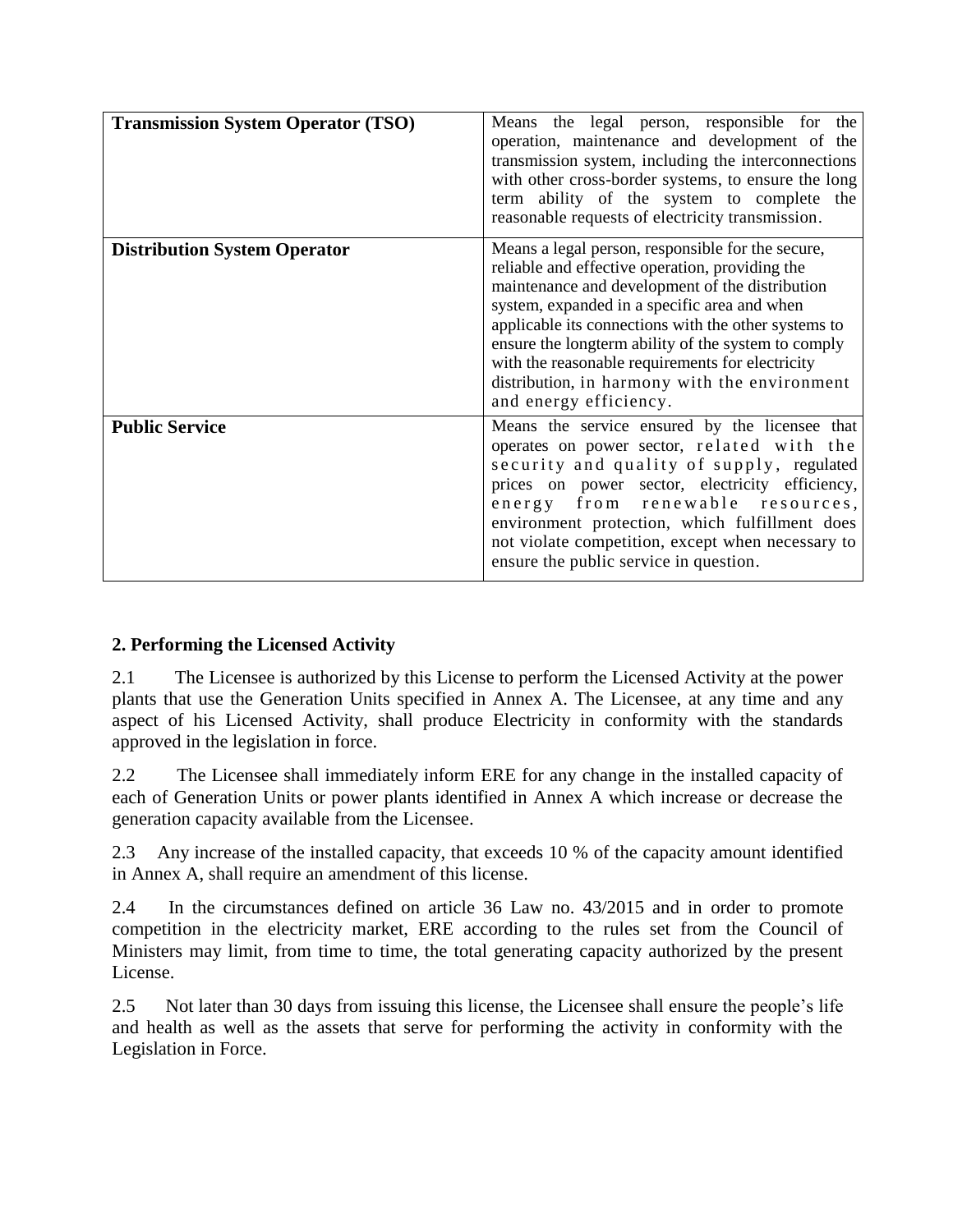| **Transmission System Operator (TSO)** | Means the legal person, responsible for the operation, maintenance and development of the transmission system, including the interconnections with other cross-border systems, to ensure the long term ability of the system to complete the reasonable requests of electricity transmission. |
|---|---|
| **Distribution System Operator** | Means a legal person, responsible for the secure, reliable and effective operation, providing the maintenance and development of the distribution system, expanded in a specific area and when applicable its connections with the other systems to ensure the longterm ability of the system to comply with the reasonable requirements for electricity distribution, in harmony with the environment and energy efficiency. |
| **Public Service** | Means the service ensured by the licensee that operates on power sector, related with the security and quality of supply, regulated prices on power sector, electricity efficiency, energy from renewable resources, environment protection, which fulfillment does not violate competition, except when necessary to ensure the public service in question. |

## 2. Performing the Licensed Activity

2.1 The Licensee is authorized by this License to perform the Licensed Activity at the power plants that use the Generation Units specified in Annex A. The Licensee, at any time and any aspect of his Licensed Activity, shall produce Electricity in conformity with the standards approved in the legislation in force.

2.2 The Licensee shall immediately inform ERE for any change in the installed capacity of each of Generation Units or power plants identified in Annex A which increase or decrease the generation capacity available from the Licensee.

2.3 Any increase of the installed capacity, that exceeds 10 % of the capacity amount identified in Annex A, shall require an amendment of this license.

2.4 In the circumstances defined on article 36 Law no. 43/2015 and in order to promote competition in the electricity market, ERE according to the rules set from the Council of Ministers may limit, from time to time, the total generating capacity authorized by the present License.

2.5 Not later than 30 days from issuing this license, the Licensee shall ensure the people's life and health as well as the assets that serve for performing the activity in conformity with the Legislation in Force.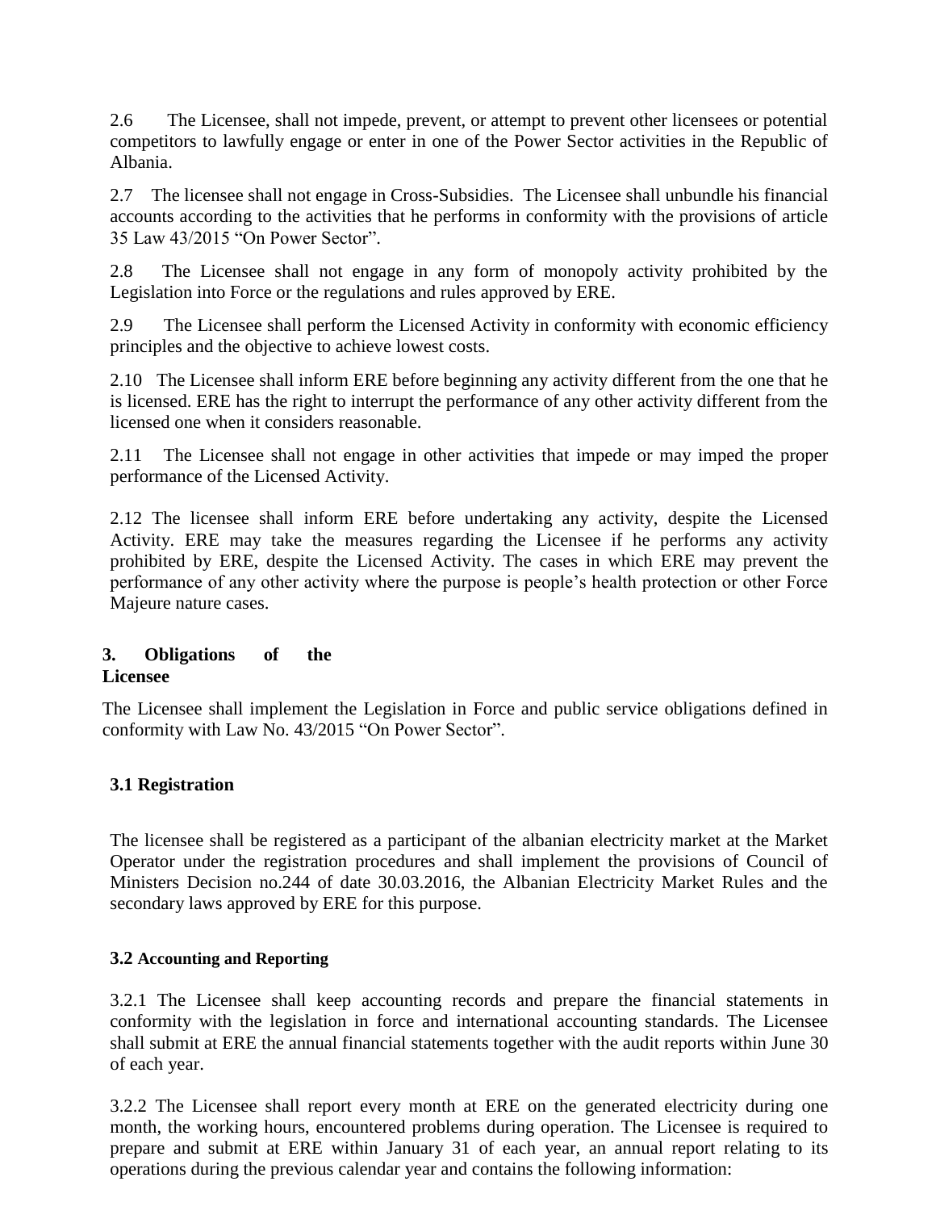2.6 The Licensee, shall not impede, prevent, or attempt to prevent other licensees or potential competitors to lawfully engage or enter in one of the Power Sector activities in the Republic of Albania.

2.7 The licensee shall not engage in Cross-Subsidies. The Licensee shall unbundle his financial accounts according to the activities that he performs in conformity with the provisions of article 35 Law 43/2015 "On Power Sector".

2.8 The Licensee shall not engage in any form of monopoly activity prohibited by the Legislation into Force or the regulations and rules approved by ERE.

2.9 The Licensee shall perform the Licensed Activity in conformity with economic efficiency principles and the objective to achieve lowest costs.

2.10 The Licensee shall inform ERE before beginning any activity different from the one that he is licensed. ERE has the right to interrupt the performance of any other activity different from the licensed one when it considers reasonable.

2.11 The Licensee shall not engage in other activities that impede or may imped the proper performance of the Licensed Activity.

2.12 The licensee shall inform ERE before undertaking any activity, despite the Licensed Activity. ERE may take the measures regarding the Licensee if he performs any activity prohibited by ERE, despite the Licensed Activity. The cases in which ERE may prevent the performance of any other activity where the purpose is people's health protection or other Force Majeure nature cases.

## 3. Obligations of the Licensee

The Licensee shall implement the Legislation in Force and public service obligations defined in conformity with Law No. 43/2015 "On Power Sector".

### 3.1 Registration

The licensee shall be registered as a participant of the albanian electricity market at the Market Operator under the registration procedures and shall implement the provisions of Council of Ministers Decision no.244 of date 30.03.2016, the Albanian Electricity Market Rules and the secondary laws approved by ERE for this purpose.

### 3.2 Accounting and Reporting

3.2.1 The Licensee shall keep accounting records and prepare the financial statements in conformity with the legislation in force and international accounting standards. The Licensee shall submit at ERE the annual financial statements together with the audit reports within June 30 of each year.

3.2.2 The Licensee shall report every month at ERE on the generated electricity during one month, the working hours, encountered problems during operation. The Licensee is required to prepare and submit at ERE within January 31 of each year, an annual report relating to its operations during the previous calendar year and contains the following information: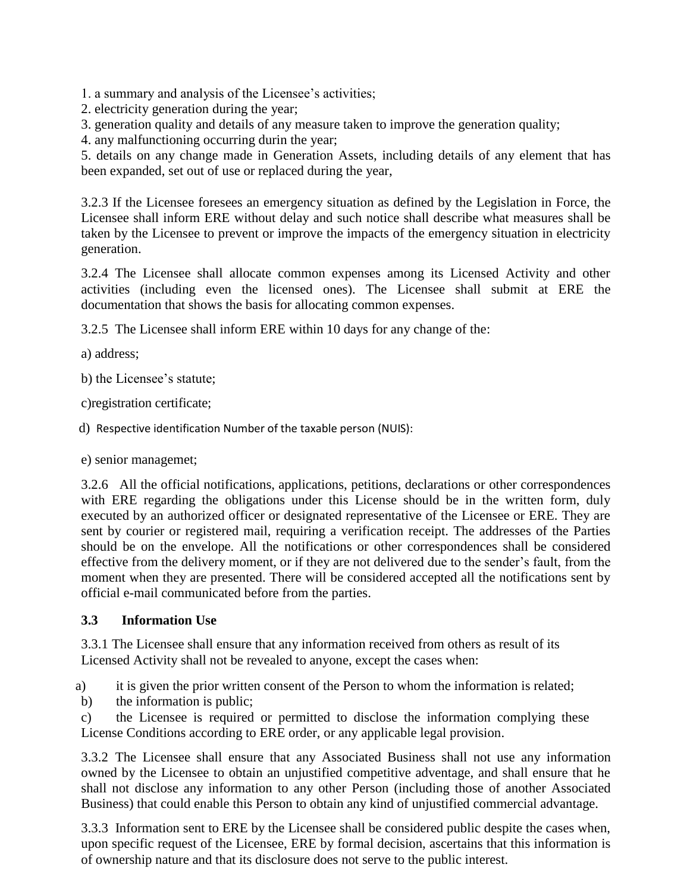1. a summary and analysis of the Licensee's activities;
2. electricity generation during the year;
3. generation quality and details of any measure taken to improve the generation quality;
4. any malfunctioning occurring durin the year;
5. details on any change made in Generation Assets, including details of any element that has been expanded, set out of use or replaced during the year,

3.2.3 If the Licensee foresees an emergency situation as defined by the Legislation in Force, the Licensee shall inform ERE without delay and such notice shall describe what measures shall be taken by the Licensee to prevent or improve the impacts of the emergency situation in electricity generation.

3.2.4 The Licensee shall allocate common expenses among its Licensed Activity and other activities (including even the licensed ones). The Licensee shall submit at ERE the documentation that shows the basis for allocating common expenses.

3.2.5 The Licensee shall inform ERE within 10 days for any change of the:

a) address;

b) the Licensee's statute;

c)registration certificate;

d) Respective identification Number of the taxable person (NUIS):

e) senior managemet;

3.2.6 All the official notifications, applications, petitions, declarations or other correspondences with ERE regarding the obligations under this License should be in the written form, duly executed by an authorized officer or designated representative of the Licensee or ERE. They are sent by courier or registered mail, requiring a verification receipt. The addresses of the Parties should be on the envelope. All the notifications or other correspondences shall be considered effective from the delivery moment, or if they are not delivered due to the sender's fault, from the moment when they are presented. There will be considered accepted all the notifications sent by official e-mail communicated before from the parties.

### 3.3 Information Use

3.3.1 The Licensee shall ensure that any information received from others as result of its Licensed Activity shall not be revealed to anyone, except the cases when:

a) it is given the prior written consent of the Person to whom the information is related;
b) the information is public;
c) the Licensee is required or permitted to disclose the information complying these License Conditions according to ERE order, or any applicable legal provision.

3.3.2 The Licensee shall ensure that any Associated Business shall not use any information owned by the Licensee to obtain an unjustified competitive adventage, and shall ensure that he shall not disclose any information to any other Person (including those of another Associated Business) that could enable this Person to obtain any kind of unjustified commercial advantage.

3.3.3 Information sent to ERE by the Licensee shall be considered public despite the cases when, upon specific request of the Licensee, ERE by formal decision, ascertains that this information is of ownership nature and that its disclosure does not serve to the public interest.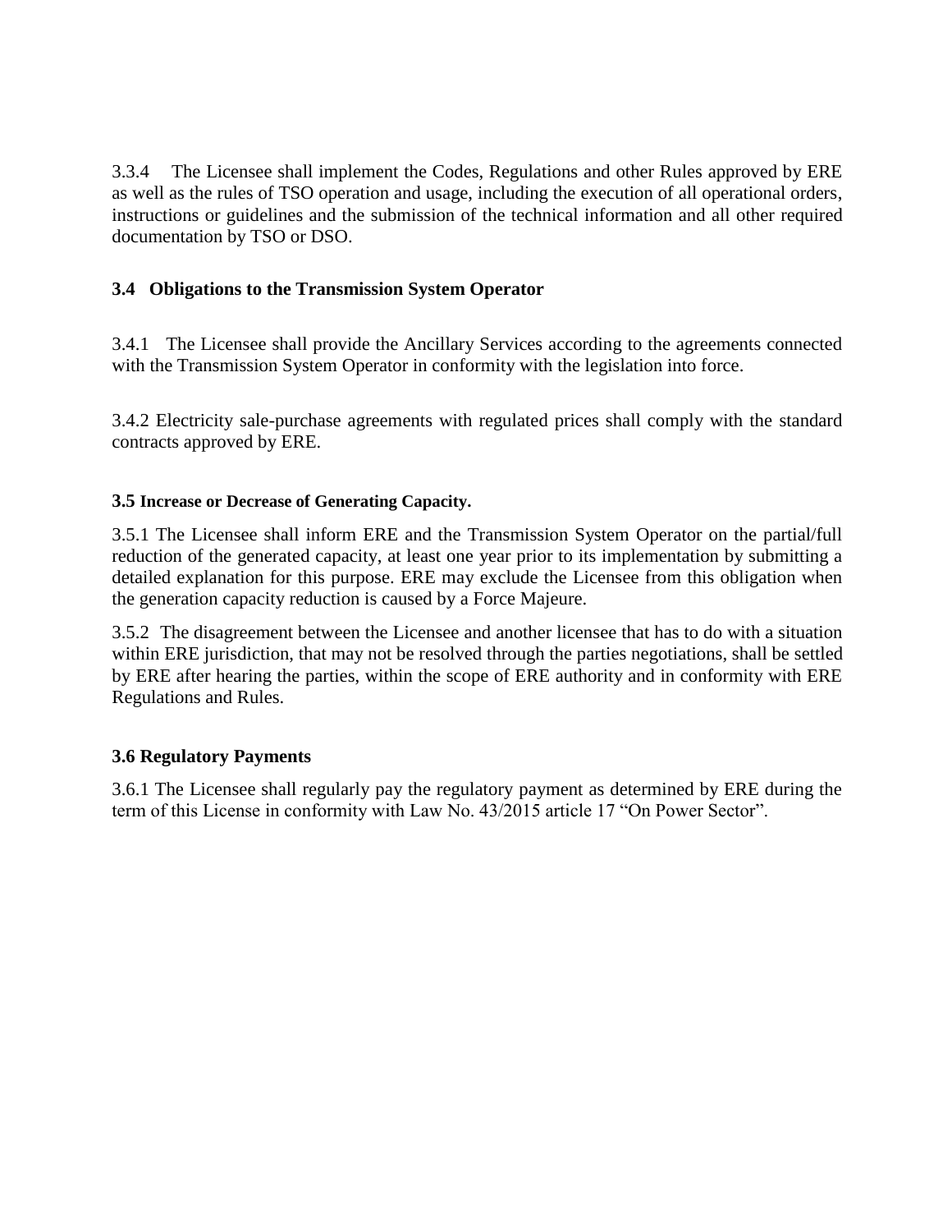3.3.4 The Licensee shall implement the Codes, Regulations and other Rules approved by ERE as well as the rules of TSO operation and usage, including the execution of all operational orders, instructions or guidelines and the submission of the technical information and all other required documentation by TSO or DSO.

### 3.4 Obligations to the Transmission System Operator

3.4.1 The Licensee shall provide the Ancillary Services according to the agreements connected with the Transmission System Operator in conformity with the legislation into force.

3.4.2 Electricity sale-purchase agreements with regulated prices shall comply with the standard contracts approved by ERE.

### 3.5 Increase or Decrease of Generating Capacity.

3.5.1 The Licensee shall inform ERE and the Transmission System Operator on the partial/full reduction of the generated capacity, at least one year prior to its implementation by submitting a detailed explanation for this purpose. ERE may exclude the Licensee from this obligation when the generation capacity reduction is caused by a Force Majeure.

3.5.2 The disagreement between the Licensee and another licensee that has to do with a situation within ERE jurisdiction, that may not be resolved through the parties negotiations, shall be settled by ERE after hearing the parties, within the scope of ERE authority and in conformity with ERE Regulations and Rules.

### 3.6 Regulatory Payments

3.6.1 The Licensee shall regularly pay the regulatory payment as determined by ERE during the term of this License in conformity with Law No. 43/2015 article 17 "On Power Sector".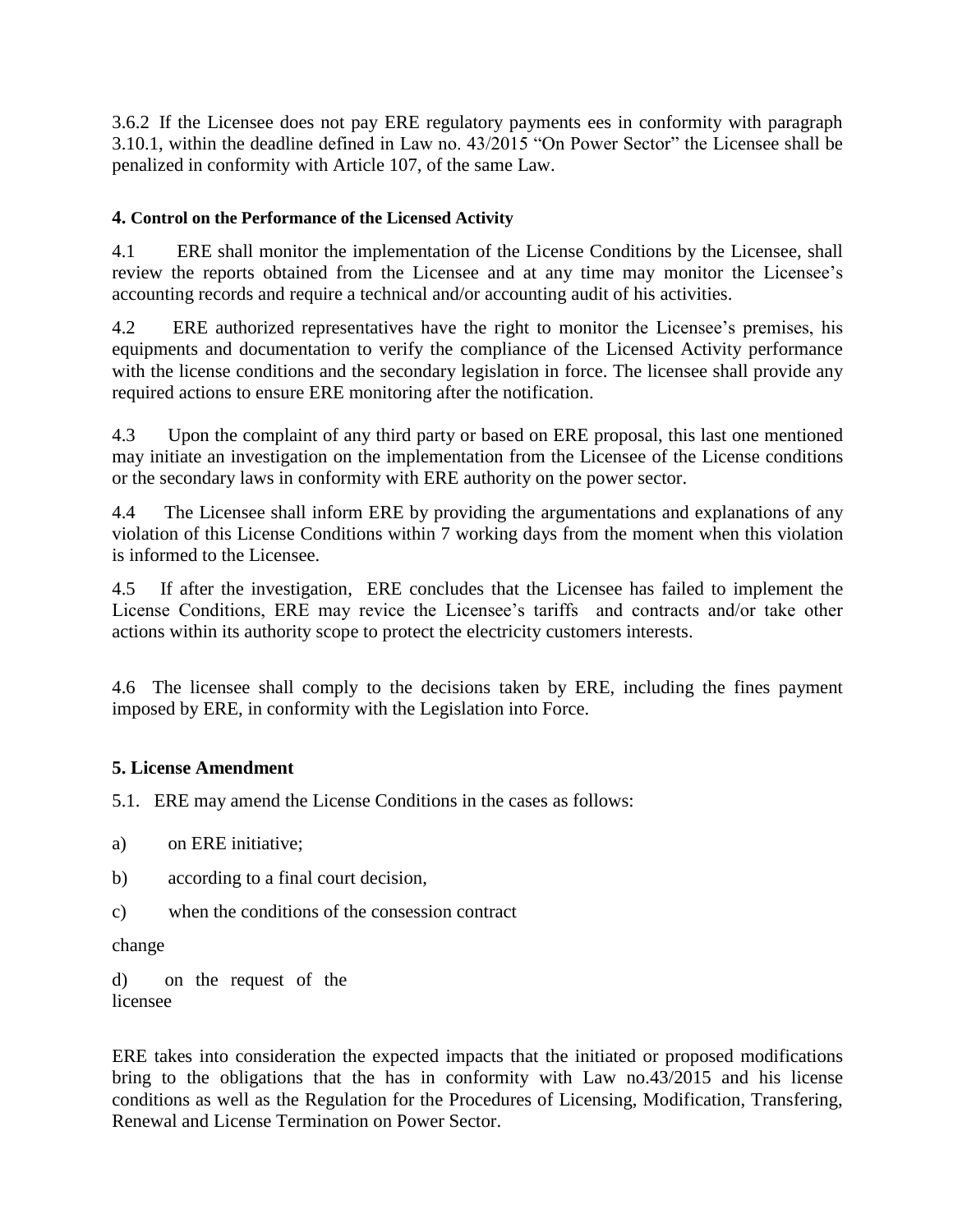3.6.2 If the Licensee does not pay ERE regulatory payments ees in conformity with paragraph 3.10.1, within the deadline defined in Law no. 43/2015 "On Power Sector" the Licensee shall be penalized in conformity with Article 107, of the same Law.

### 4. Control on the Performance of the Licensed Activity

4.1 ERE shall monitor the implementation of the License Conditions by the Licensee, shall review the reports obtained from the Licensee and at any time may monitor the Licensee's accounting records and require a technical and/or accounting audit of his activities.

4.2 ERE authorized representatives have the right to monitor the Licensee's premises, his equipments and documentation to verify the compliance of the Licensed Activity performance with the license conditions and the secondary legislation in force. The licensee shall provide any required actions to ensure ERE monitoring after the notification.

4.3 Upon the complaint of any third party or based on ERE proposal, this last one mentioned may initiate an investigation on the implementation from the Licensee of the License conditions or the secondary laws in conformity with ERE authority on the power sector.

4.4 The Licensee shall inform ERE by providing the argumentations and explanations of any violation of this License Conditions within 7 working days from the moment when this violation is informed to the Licensee.

4.5 If after the investigation, ERE concludes that the Licensee has failed to implement the License Conditions, ERE may revice the Licensee's tariffs and contracts and/or take other actions within its authority scope to protect the electricity customers interests.

4.6 The licensee shall comply to the decisions taken by ERE, including the fines payment imposed by ERE, in conformity with the Legislation into Force.

### 5. License Amendment

5.1. ERE may amend the License Conditions in the cases as follows:

a) on ERE initiative;

b) according to a final court decision,

c) when the conditions of the consession contract change

d) on the request of the licensee

ERE takes into consideration the expected impacts that the initiated or proposed modifications bring to the obligations that the has in conformity with Law no.43/2015 and his license conditions as well as the Regulation for the Procedures of Licensing, Modification, Transfering, Renewal and License Termination on Power Sector.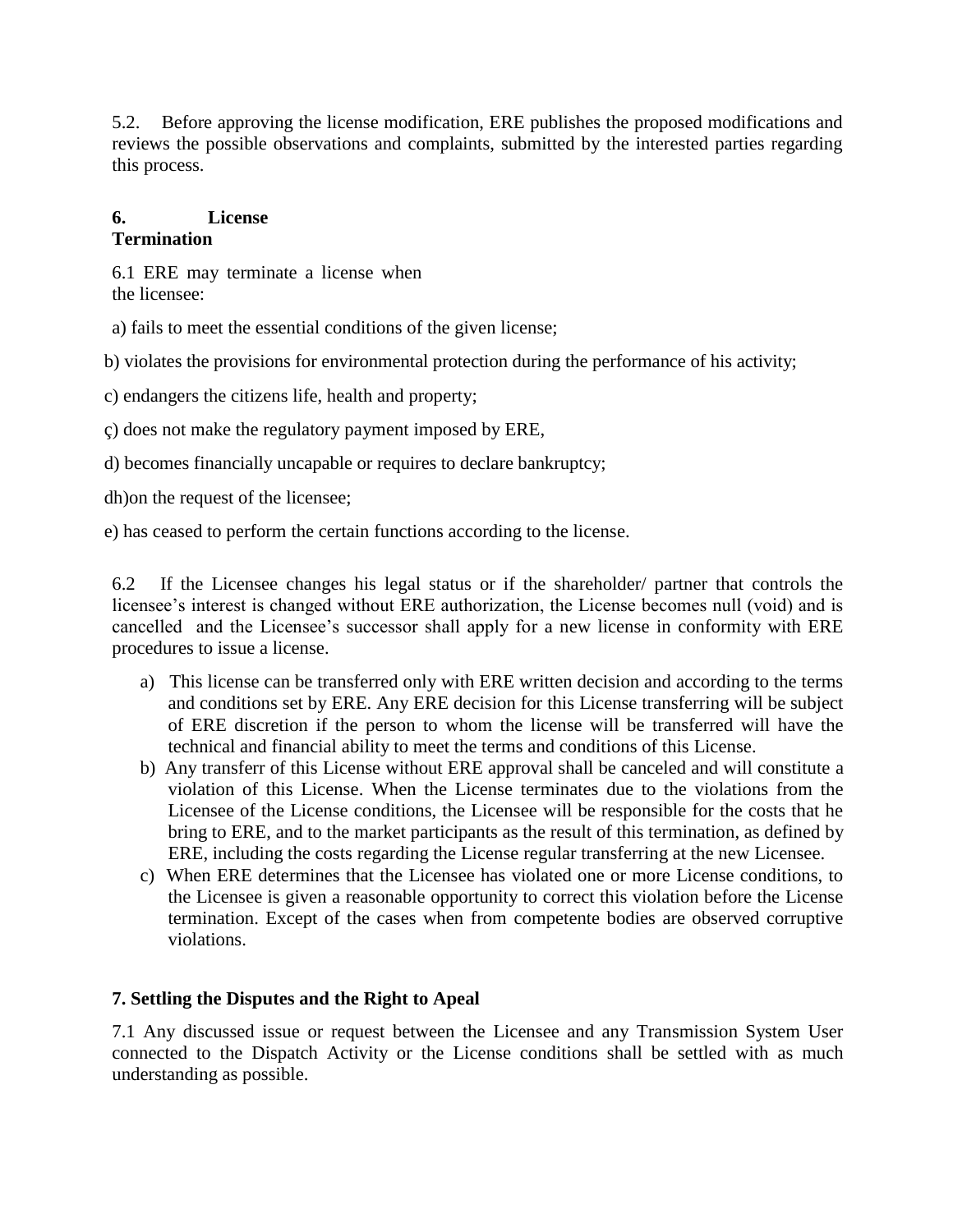5.2. Before approving the license modification, ERE publishes the proposed modifications and reviews the possible observations and complaints, submitted by the interested parties regarding this process.

## 6. License Termination

6.1 ERE may terminate a license when the licensee:

a) fails to meet the essential conditions of the given license;

b) violates the provisions for environmental protection during the performance of his activity;

c) endangers the citizens life, health and property;

ç) does not make the regulatory payment imposed by ERE,

d) becomes financially uncapable or requires to declare bankruptcy;

dh)on the request of the licensee;

e) has ceased to perform the certain functions according to the license.

6.2 If the Licensee changes his legal status or if the shareholder/ partner that controls the licensee's interest is changed without ERE authorization, the License becomes null (void) and is cancelled and the Licensee's successor shall apply for a new license in conformity with ERE procedures to issue a license.

a) This license can be transferred only with ERE written decision and according to the terms and conditions set by ERE. Any ERE decision for this License transferring will be subject of ERE discretion if the person to whom the license will be transferred will have the technical and financial ability to meet the terms and conditions of this License.

b) Any transferr of this License without ERE approval shall be canceled and will constitute a violation of this License. When the License terminates due to the violations from the Licensee of the License conditions, the Licensee will be responsible for the costs that he bring to ERE, and to the market participants as the result of this termination, as defined by ERE, including the costs regarding the License regular transferring at the new Licensee.

c) When ERE determines that the Licensee has violated one or more License conditions, to the Licensee is given a reasonable opportunity to correct this violation before the License termination. Except of the cases when from competente bodies are observed corruptive violations.

## 7. Settling the Disputes and the Right to Apeal

7.1 Any discussed issue or request between the Licensee and any Transmission System User connected to the Dispatch Activity or the License conditions shall be settled with as much understanding as possible.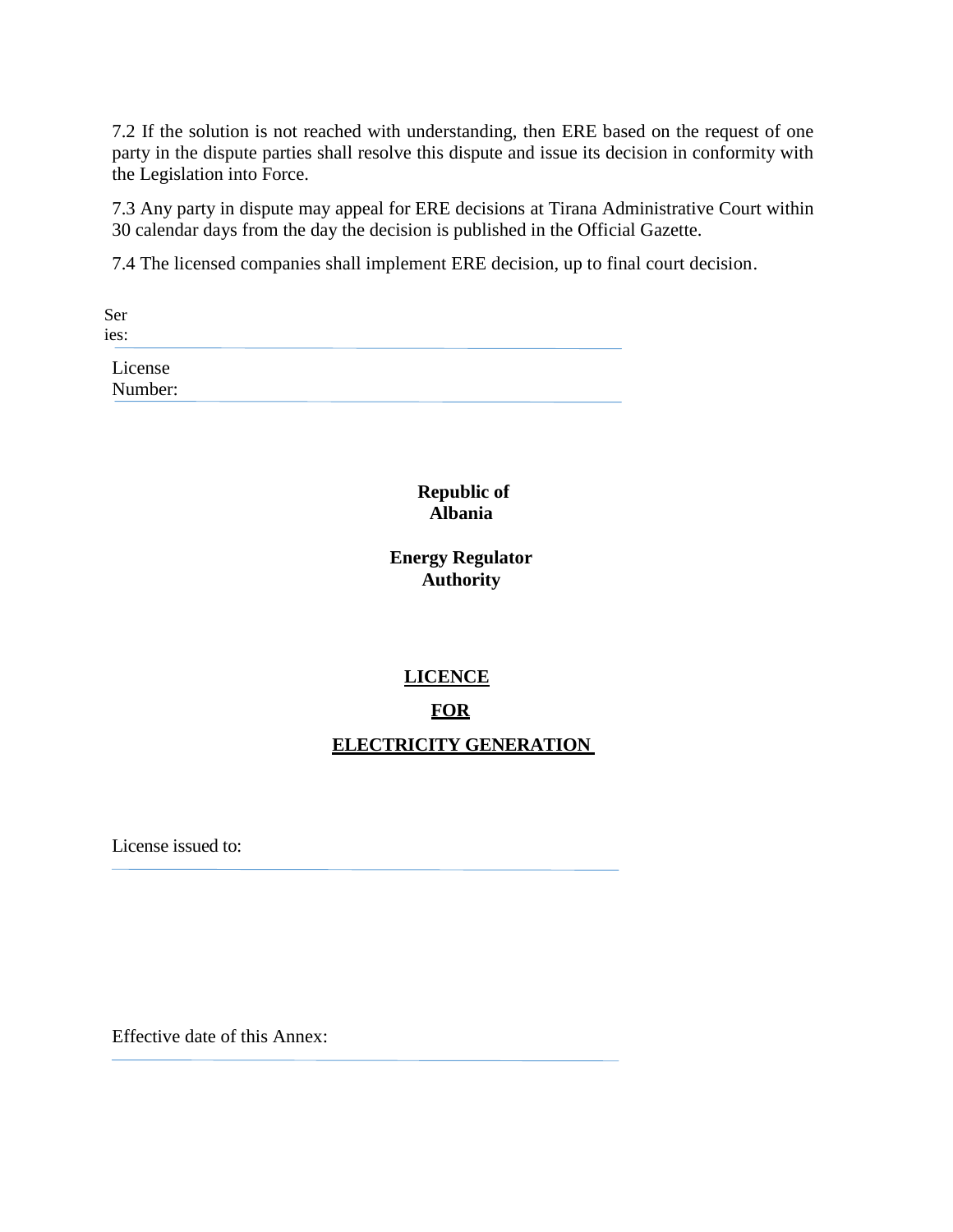7.2 If the solution is not reached with understanding, then ERE based on the request of one party in the dispute parties shall resolve this dispute and issue its decision in conformity with the Legislation into Force.

7.3 Any party in dispute may appeal for ERE decisions at Tirana Administrative Court within 30 calendar days from the day the decision is published in the Official Gazette.

7.4 The licensed companies shall implement ERE decision, up to final court decision.

Series: \_\_\_\_\_\_\_\_\_\_\_\_\_\_\_\_\_\_\_\_\_\_\_\_\_\_\_\_\_\_\_\_\_\_\_\_

License Number: \_\_\_\_\_\_\_\_\_\_\_\_\_\_\_\_\_\_\_\_\_\_\_\_\_\_\_\_\_\_\_\_\_\_\_\_

**Republic of Albania**

**Energy Regulator Authority**

**LICENCE**

**FOR**

**ELECTRICITY GENERATION**

License issued to: \_\_\_\_\_\_\_\_\_\_\_\_\_\_\_\_\_\_\_\_\_\_\_\_\_\_\_\_\_\_\_\_\_\_\_\_

Effective date of this Annex: \_\_\_\_\_\_\_\_\_\_\_\_\_\_\_\_\_\_\_\_\_\_\_\_\_\_\_\_\_\_\_\_\_\_\_\_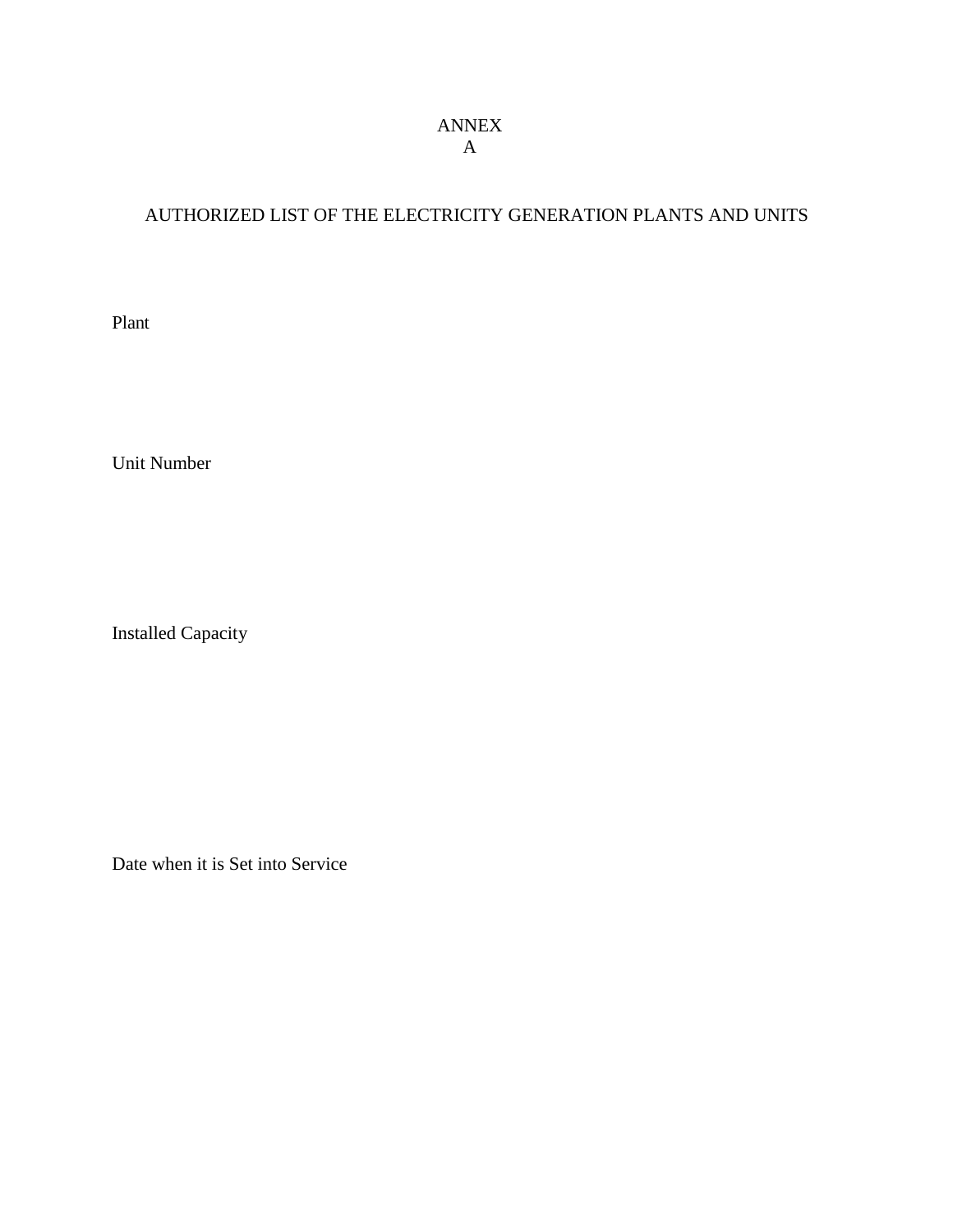# ANNEX A

## AUTHORIZED LIST OF THE ELECTRICITY GENERATION PLANTS AND UNITS

Plant

Unit Number

Installed Capacity

Date when it is Set into Service